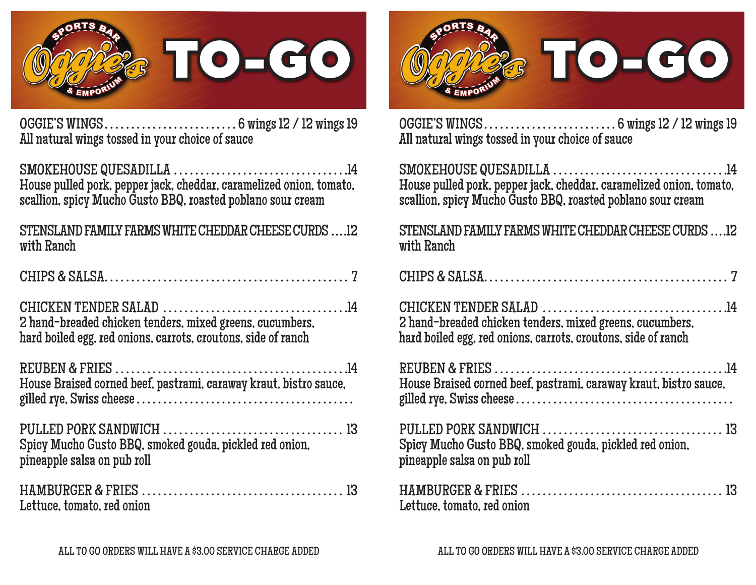# Oggie's Sports Bar & Emporium TO-GO

**OGGIE'S WINGS** ........................ 6 wings 12 / 12 wings 19
All natural wings tossed in your choice of sauce

**SMOKEHOUSE QUESADILLA** ................................ 14
House pulled pork, pepper jack, cheddar, caramelized onion, tomato, scallion, spicy Mucho Gusto BBQ, roasted poblano sour cream

**STENSLAND FAMILY FARMS WHITE CHEDDAR CHEESE CURDS** .... 12
with Ranch

**CHIPS & SALSA** ............................................ 7

**CHICKEN TENDER SALAD** .................................. 14
2 hand-breaded chicken tenders, mixed greens, cucumbers, hard boiled egg, red onions, carrots, croutons, side of ranch

**REUBEN & FRIES** .......................................... 14
House Braised corned beef, pastrami, caraway kraut, bistro sauce, gilled rye, Swiss cheese

**PULLED PORK SANDWICH** ................................ 13
Spicy Mucho Gusto BBQ, smoked gouda, pickled red onion, pineapple salsa on pub roll

**HAMBURGER & FRIES** ..................................... 13
Lettuce, tomato, red onion

ALL TO GO ORDERS WILL HAVE A $3.00 SERVICE CHARGE ADDED

# Oggie's Sports Bar & Emporium TO-GO

**OGGIE'S WINGS** ........................ 6 wings 12 / 12 wings 19
All natural wings tossed in your choice of sauce

**SMOKEHOUSE QUESADILLA** ................................ 14
House pulled pork, pepper jack, cheddar, caramelized onion, tomato, scallion, spicy Mucho Gusto BBQ, roasted poblano sour cream

**STENSLAND FAMILY FARMS WHITE CHEDDAR CHEESE CURDS** .... 12
with Ranch

**CHIPS & SALSA** ............................................ 7

**CHICKEN TENDER SALAD** .................................. 14
2 hand-breaded chicken tenders, mixed greens, cucumbers, hard boiled egg, red onions, carrots, croutons, side of ranch

**REUBEN & FRIES** .......................................... 14
House Braised corned beef, pastrami, caraway kraut, bistro sauce, gilled rye, Swiss cheese

**PULLED PORK SANDWICH** ................................ 13
Spicy Mucho Gusto BBQ, smoked gouda, pickled red onion, pineapple salsa on pub roll

**HAMBURGER & FRIES** ..................................... 13
Lettuce, tomato, red onion

ALL TO GO ORDERS WILL HAVE A $3.00 SERVICE CHARGE ADDED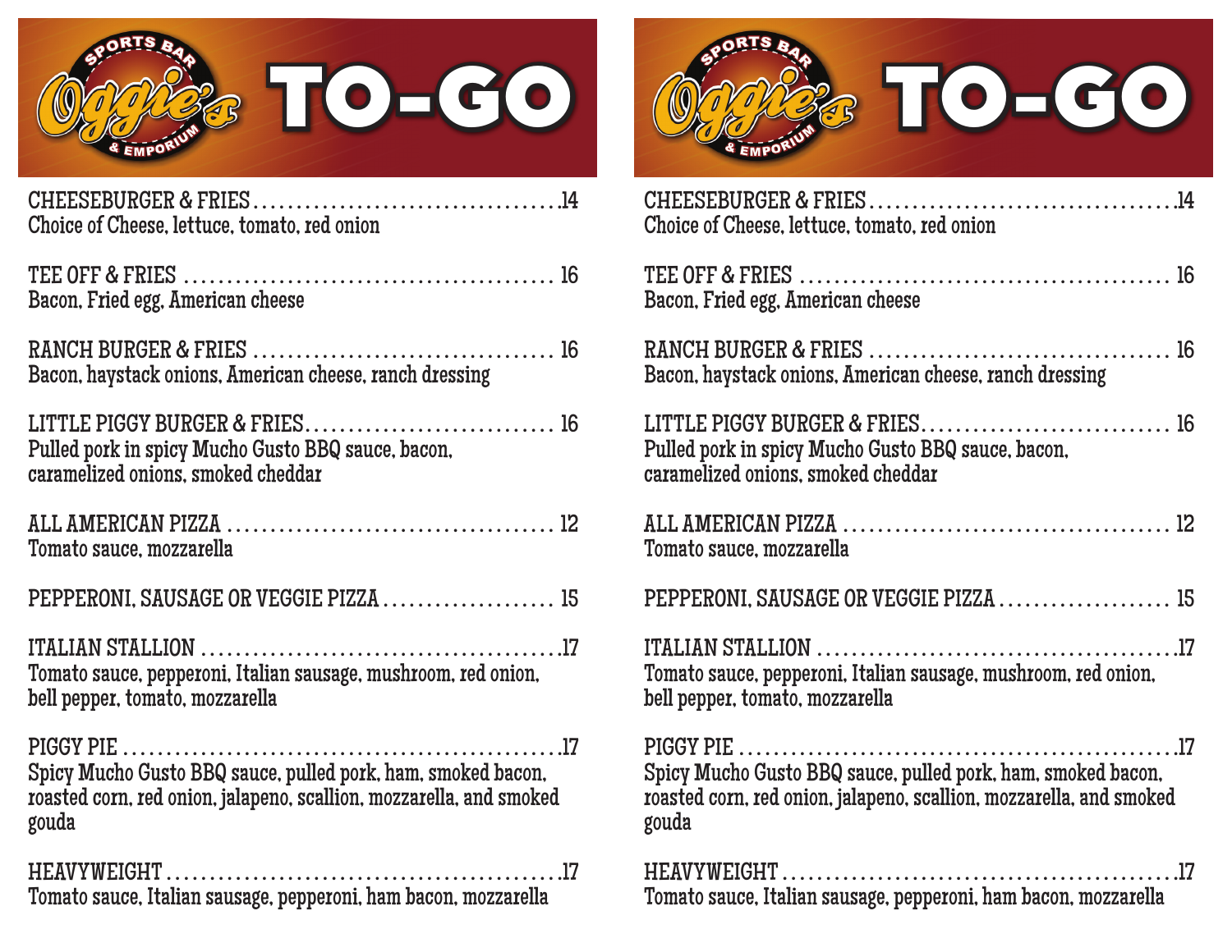# Oggie's Sports Bar & Emporium TO-GO

CHEESEBURGER & FRIES....14
Choice of Cheese, lettuce, tomato, red onion

TEE OFF & FRIES .... 16
Bacon, Fried egg, American cheese

RANCH BURGER & FRIES .... 16
Bacon, haystack onions, American cheese, ranch dressing

LITTLE PIGGY BURGER & FRIES.... 16
Pulled pork in spicy Mucho Gusto BBQ sauce, bacon, caramelized onions, smoked cheddar

ALL AMERICAN PIZZA .... 12
Tomato sauce, mozzarella

PEPPERONI, SAUSAGE OR VEGGIE PIZZA .... 15

ITALIAN STALLION ....17
Tomato sauce, pepperoni, Italian sausage, mushroom, red onion, bell pepper, tomato, mozzarella

PIGGY PIE ....17
Spicy Mucho Gusto BBQ sauce, pulled pork, ham, smoked bacon, roasted corn, red onion, jalapeno, scallion, mozzarella, and smoked gouda

HEAVYWEIGHT....17
Tomato sauce, Italian sausage, pepperoni, ham bacon, mozzarella

# Oggie's Sports Bar & Emporium TO-GO

CHEESEBURGER & FRIES....14
Choice of Cheese, lettuce, tomato, red onion

TEE OFF & FRIES .... 16
Bacon, Fried egg, American cheese

RANCH BURGER & FRIES .... 16
Bacon, haystack onions, American cheese, ranch dressing

LITTLE PIGGY BURGER & FRIES.... 16
Pulled pork in spicy Mucho Gusto BBQ sauce, bacon, caramelized onions, smoked cheddar

ALL AMERICAN PIZZA .... 12
Tomato sauce, mozzarella

PEPPERONI, SAUSAGE OR VEGGIE PIZZA .... 15

ITALIAN STALLION ....17
Tomato sauce, pepperoni, Italian sausage, mushroom, red onion, bell pepper, tomato, mozzarella

PIGGY PIE ....17
Spicy Mucho Gusto BBQ sauce, pulled pork, ham, smoked bacon, roasted corn, red onion, jalapeno, scallion, mozzarella, and smoked gouda

HEAVYWEIGHT....17
Tomato sauce, Italian sausage, pepperoni, ham bacon, mozzarella